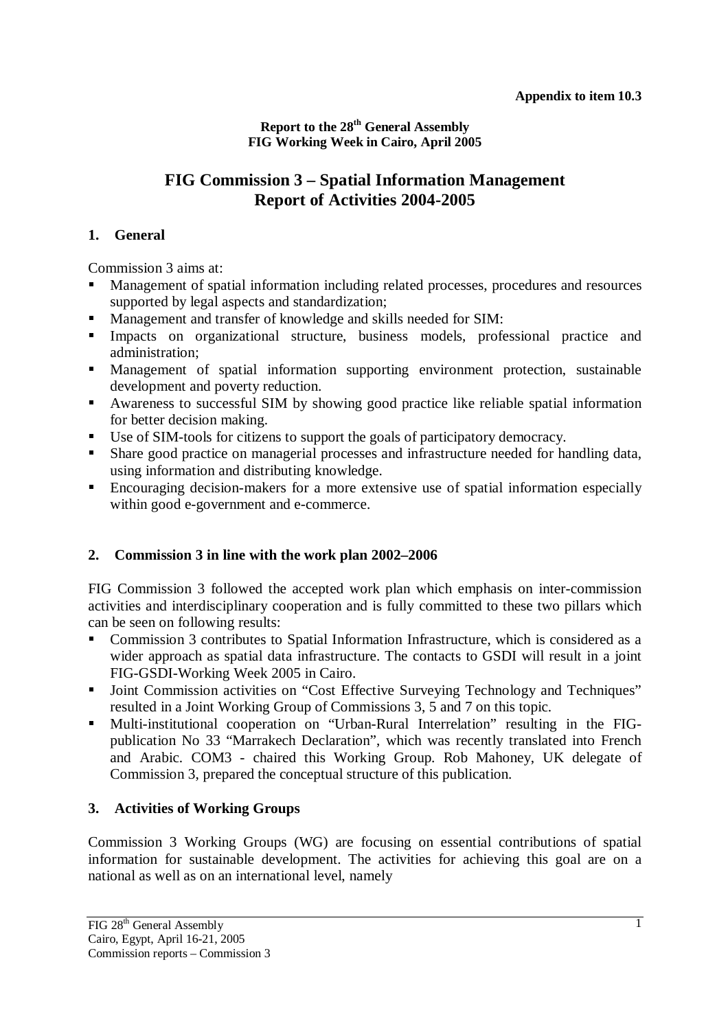**Appendix to item 10.3**

**Report to the 28th General Assembly**
**FIG Working Week in Cairo, April 2005**

# FIG Commission 3 – Spatial Information Management
# Report of Activities 2004-2005

## 1. General

Commission 3 aims at:

- Management of spatial information including related processes, procedures and resources supported by legal aspects and standardization;
- Management and transfer of knowledge and skills needed for SIM:
- Impacts on organizational structure, business models, professional practice and administration;
- Management of spatial information supporting environment protection, sustainable development and poverty reduction.
- Awareness to successful SIM by showing good practice like reliable spatial information for better decision making.
- Use of SIM-tools for citizens to support the goals of participatory democracy.
- Share good practice on managerial processes and infrastructure needed for handling data, using information and distributing knowledge.
- Encouraging decision-makers for a more extensive use of spatial information especially within good e-government and e-commerce.

## 2. Commission 3 in line with the work plan 2002–2006

FIG Commission 3 followed the accepted work plan which emphasis on inter-commission activities and interdisciplinary cooperation and is fully committed to these two pillars which can be seen on following results:

- Commission 3 contributes to Spatial Information Infrastructure, which is considered as a wider approach as spatial data infrastructure. The contacts to GSDI will result in a joint FIG-GSDI-Working Week 2005 in Cairo.
- Joint Commission activities on "Cost Effective Surveying Technology and Techniques" resulted in a Joint Working Group of Commissions 3, 5 and 7 on this topic.
- Multi-institutional cooperation on "Urban-Rural Interrelation" resulting in the FIG-publication No 33 "Marrakech Declaration", which was recently translated into French and Arabic. COM3 - chaired this Working Group. Rob Mahoney, UK delegate of Commission 3, prepared the conceptual structure of this publication.

## 3. Activities of Working Groups

Commission 3 Working Groups (WG) are focusing on essential contributions of spatial information for sustainable development. The activities for achieving this goal are on a national as well as on an international level, namely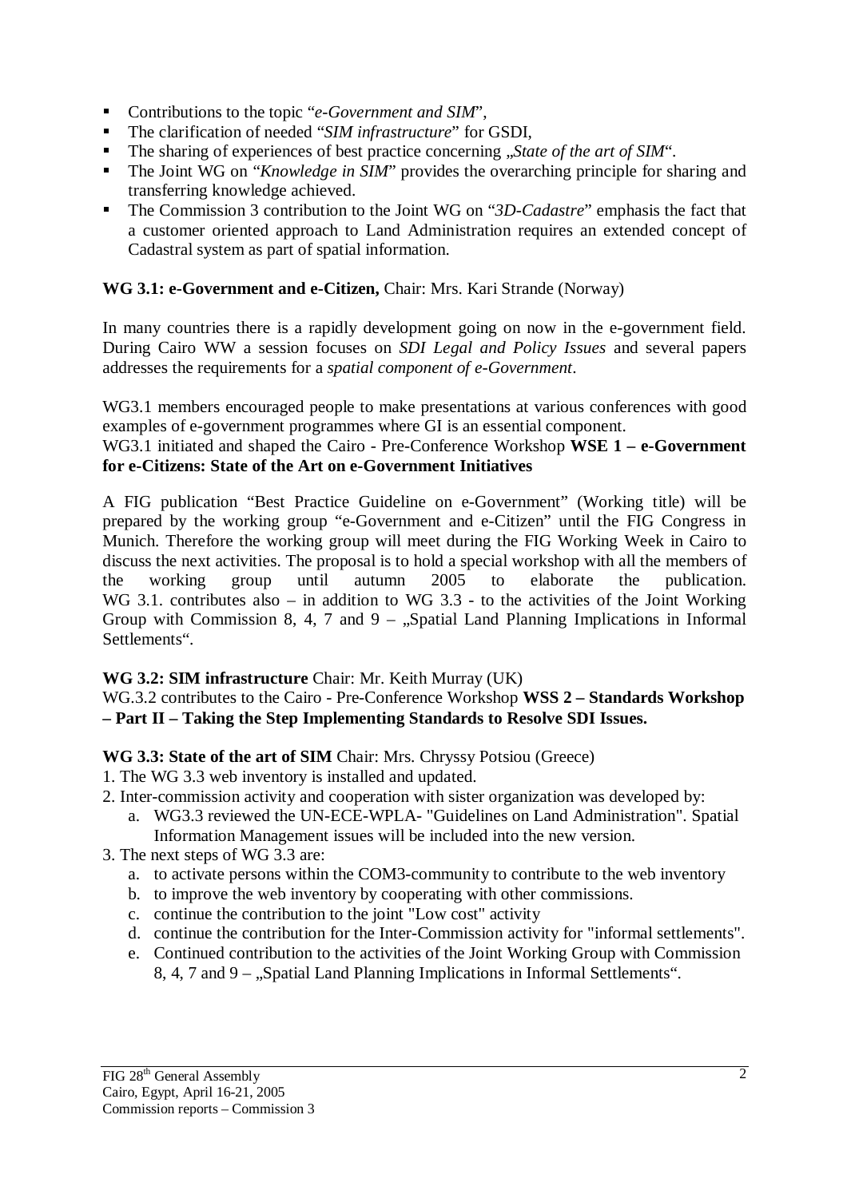- Contributions to the topic "*e-Government and SIM*",
- The clarification of needed "*SIM infrastructure*" for GSDI,
- The sharing of experiences of best practice concerning „*State of the art of SIM*".
- The Joint WG on "*Knowledge in SIM*" provides the overarching principle for sharing and transferring knowledge achieved.
- The Commission 3 contribution to the Joint WG on "*3D-Cadastre*" emphasis the fact that a customer oriented approach to Land Administration requires an extended concept of Cadastral system as part of spatial information.

**WG 3.1: e-Government and e-Citizen,** Chair: Mrs. Kari Strande (Norway)

In many countries there is a rapidly development going on now in the e-government field. During Cairo WW a session focuses on *SDI Legal and Policy Issues* and several papers addresses the requirements for a *spatial component of e-Government*.

WG3.1 members encouraged people to make presentations at various conferences with good examples of e-government programmes where GI is an essential component.
WG3.1 initiated and shaped the Cairo - Pre-Conference Workshop **WSE 1 – e-Government for e-Citizens: State of the Art on e-Government Initiatives**

A FIG publication "Best Practice Guideline on e-Government" (Working title) will be prepared by the working group "e-Government and e-Citizen" until the FIG Congress in Munich. Therefore the working group will meet during the FIG Working Week in Cairo to discuss the next activities. The proposal is to hold a special workshop with all the members of the working group until autumn 2005 to elaborate the publication.
WG 3.1. contributes also – in addition to WG 3.3 - to the activities of the Joint Working Group with Commission 8, 4, 7 and 9 – „Spatial Land Planning Implications in Informal Settlements".

**WG 3.2: SIM infrastructure** Chair: Mr. Keith Murray (UK)
WG.3.2 contributes to the Cairo - Pre-Conference Workshop **WSS 2 – Standards Workshop – Part II – Taking the Step Implementing Standards to Resolve SDI Issues.**

**WG 3.3: State of the art of SIM** Chair: Mrs. Chryssy Potsiou (Greece)

1. The WG 3.3 web inventory is installed and updated.
2. Inter-commission activity and cooperation with sister organization was developed by:
   a. WG3.3 reviewed the UN-ECE-WPLA- "Guidelines on Land Administration". Spatial Information Management issues will be included into the new version.
3. The next steps of WG 3.3 are:
   a. to activate persons within the COM3-community to contribute to the web inventory
   b. to improve the web inventory by cooperating with other commissions.
   c. continue the contribution to the joint "Low cost" activity
   d. continue the contribution for the Inter-Commission activity for "informal settlements".
   e. Continued contribution to the activities of the Joint Working Group with Commission 8, 4, 7 and 9 – „Spatial Land Planning Implications in Informal Settlements".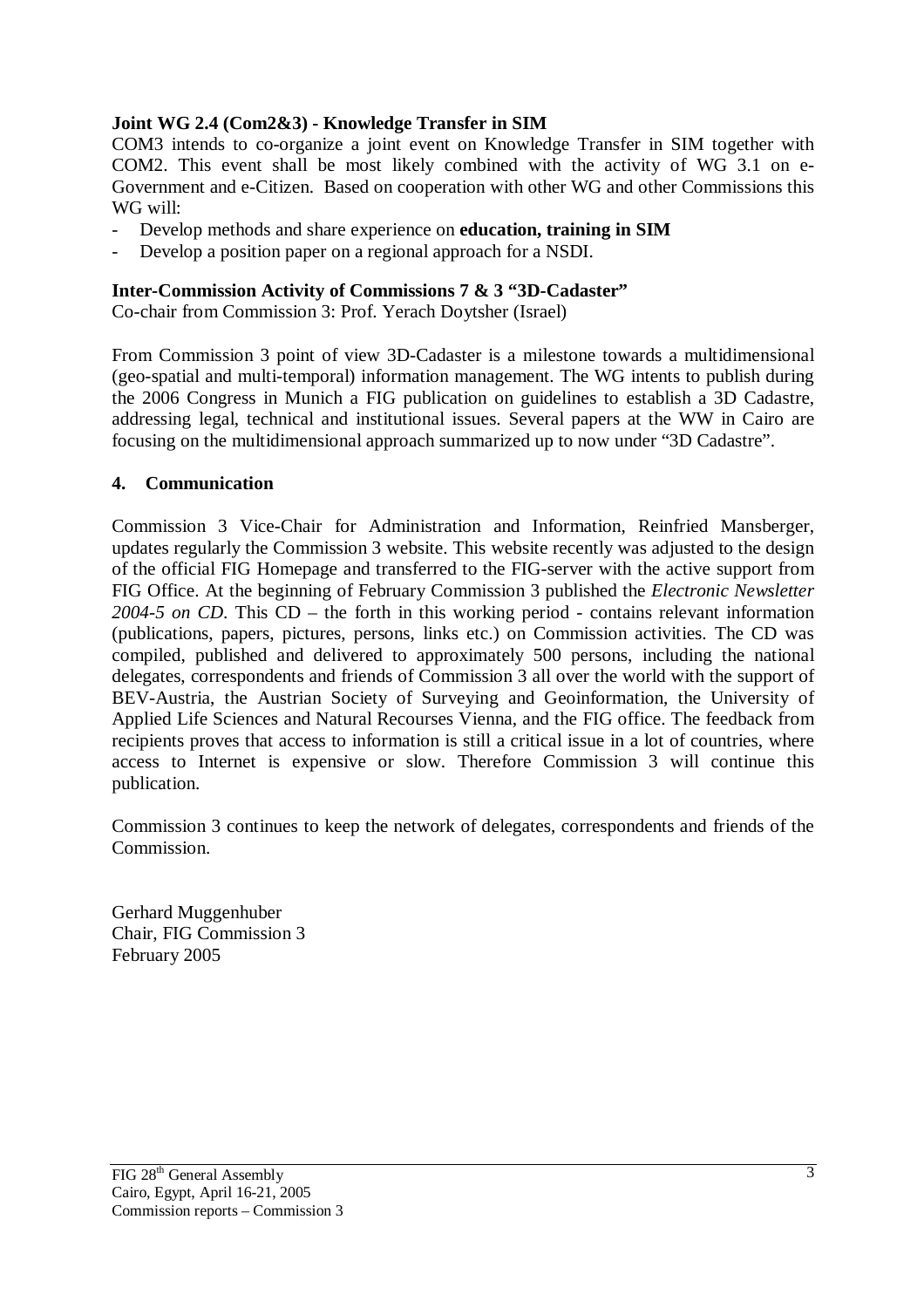**Joint WG 2.4 (Com2&3) - Knowledge Transfer in SIM**

COM3 intends to co-organize a joint event on Knowledge Transfer in SIM together with COM2. This event shall be most likely combined with the activity of WG 3.1 on e-Government and e-Citizen. Based on cooperation with other WG and other Commissions this WG will:

- Develop methods and share experience on **education, training in SIM**
- Develop a position paper on a regional approach for a NSDI.

**Inter-Commission Activity of Commissions 7 & 3 "3D-Cadaster"**

Co-chair from Commission 3: Prof. Yerach Doytsher (Israel)

From Commission 3 point of view 3D-Cadaster is a milestone towards a multidimensional (geo-spatial and multi-temporal) information management. The WG intents to publish during the 2006 Congress in Munich a FIG publication on guidelines to establish a 3D Cadastre, addressing legal, technical and institutional issues. Several papers at the WW in Cairo are focusing on the multidimensional approach summarized up to now under "3D Cadastre".

## 4. Communication

Commission 3 Vice-Chair for Administration and Information, Reinfried Mansberger, updates regularly the Commission 3 website. This website recently was adjusted to the design of the official FIG Homepage and transferred to the FIG-server with the active support from FIG Office. At the beginning of February Commission 3 published the *Electronic Newsletter 2004-5 on CD*. This CD – the forth in this working period - contains relevant information (publications, papers, pictures, persons, links etc.) on Commission activities. The CD was compiled, published and delivered to approximately 500 persons, including the national delegates, correspondents and friends of Commission 3 all over the world with the support of BEV-Austria, the Austrian Society of Surveying and Geoinformation, the University of Applied Life Sciences and Natural Recourses Vienna, and the FIG office. The feedback from recipients proves that access to information is still a critical issue in a lot of countries, where access to Internet is expensive or slow. Therefore Commission 3 will continue this publication.

Commission 3 continues to keep the network of delegates, correspondents and friends of the Commission.

Gerhard Muggenhuber
Chair, FIG Commission 3
February 2005